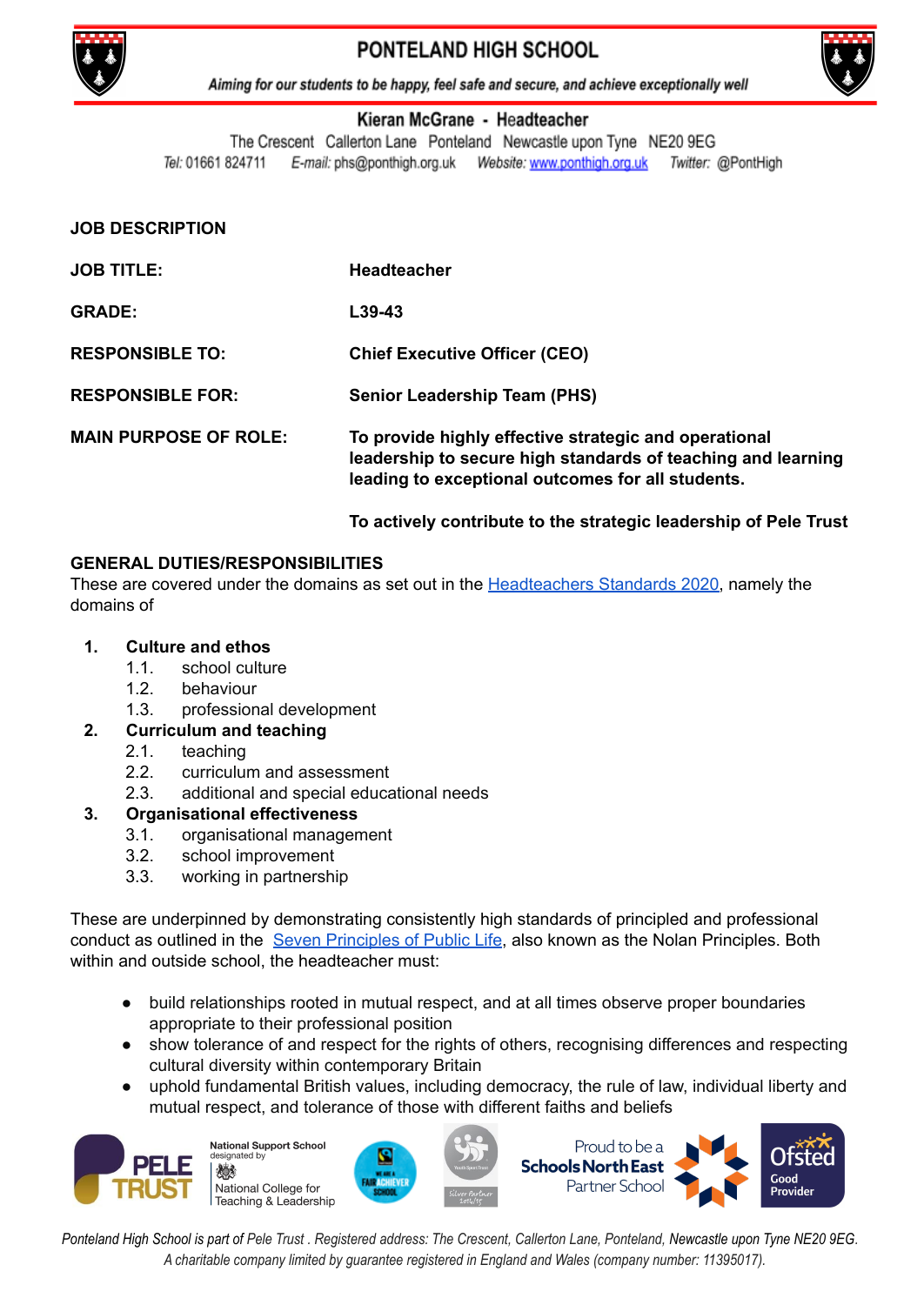# PONTELAND HIGH SCHOOL

*Aiming for our students to be happy, feel safe and secure, and achieve exceptionally well*

**Kieran McGrane - Headteacher**

The Crescent Callerton Lane Ponteland Newcastle upon Tyne NE20 9EG

*Tel:* 01661 824711 *E-mail:* phs@ponthigh.org.uk *Website:* www.ponthigh.org.uk *Twitter:* @PontHigh

## JOB DESCRIPTION

| | |
|---|---|
| **JOB TITLE:** | **Headteacher** |
| **GRADE:** | **L39-43** |
| **RESPONSIBLE TO:** | **Chief Executive Officer (CEO)** |
| **RESPONSIBLE FOR:** | **Senior Leadership Team (PHS)** |
| **MAIN PURPOSE OF ROLE:** | **To provide highly effective strategic and operational leadership to secure high standards of teaching and learning leading to exceptional outcomes for all students.** <br><br> **To actively contribute to the strategic leadership of Pele Trust** |

## GENERAL DUTIES/RESPONSIBILITIES

These are covered under the domains as set out in the Headteachers Standards 2020, namely the domains of

1. **Culture and ethos**
    1.1. school culture
    1.2. behaviour
    1.3. professional development
2. **Curriculum and teaching**
    2.1. teaching
    2.2. curriculum and assessment
    2.3. additional and special educational needs
3. **Organisational effectiveness**
    3.1. organisational management
    3.2. school improvement
    3.3. working in partnership

These are underpinned by demonstrating consistently high standards of principled and professional conduct as outlined in the Seven Principles of Public Life, also known as the Nolan Principles. Both within and outside school, the headteacher must:

- build relationships rooted in mutual respect, and at all times observe proper boundaries appropriate to their professional position
- show tolerance of and respect for the rights of others, recognising differences and respecting cultural diversity within contemporary Britain
- uphold fundamental British values, including democracy, the rule of law, individual liberty and mutual respect, and tolerance of those with different faiths and beliefs

PELE TRUST | National Support School designated by National College for Teaching & Leadership | We are a Fair Achiever School | Youth Sport Trust Silver Partner 2014/15 | Proud to be a Schools North East Partner School | Ofsted Good Provider

*Ponteland High School is part of Pele Trust . Registered address: The Crescent, Callerton Lane, Ponteland, Newcastle upon Tyne NE20 9EG. A charitable company limited by guarantee registered in England and Wales (company number: 11395017).*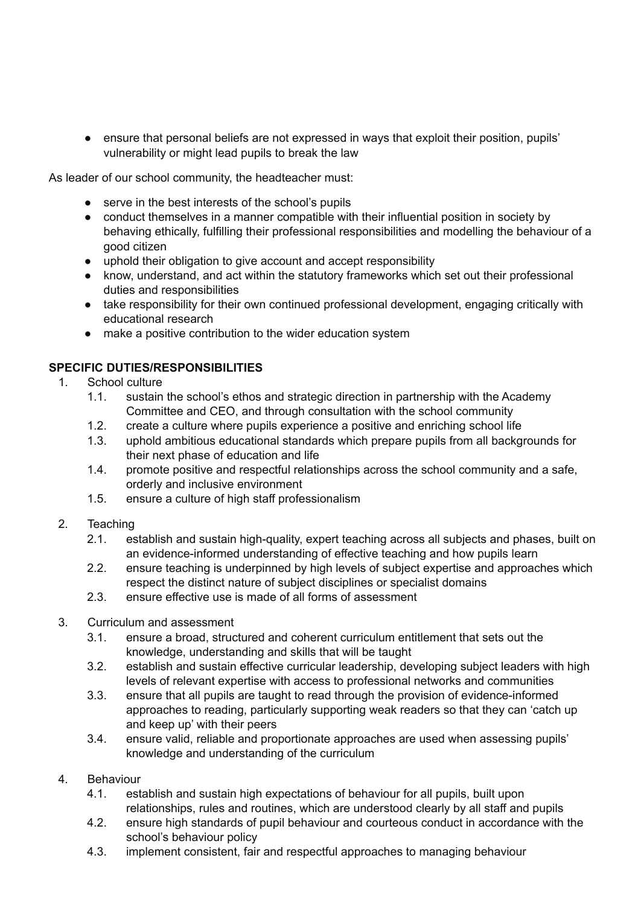- ensure that personal beliefs are not expressed in ways that exploit their position, pupils' vulnerability or might lead pupils to break the law

As leader of our school community, the headteacher must:

- serve in the best interests of the school's pupils
- conduct themselves in a manner compatible with their influential position in society by behaving ethically, fulfilling their professional responsibilities and modelling the behaviour of a good citizen
- uphold their obligation to give account and accept responsibility
- know, understand, and act within the statutory frameworks which set out their professional duties and responsibilities
- take responsibility for their own continued professional development, engaging critically with educational research
- make a positive contribution to the wider education system

**SPECIFIC DUTIES/RESPONSIBILITIES**

1. School culture
   - 1.1. sustain the school's ethos and strategic direction in partnership with the Academy Committee and CEO, and through consultation with the school community
   - 1.2. create a culture where pupils experience a positive and enriching school life
   - 1.3. uphold ambitious educational standards which prepare pupils from all backgrounds for their next phase of education and life
   - 1.4. promote positive and respectful relationships across the school community and a safe, orderly and inclusive environment
   - 1.5. ensure a culture of high staff professionalism

2. Teaching
   - 2.1. establish and sustain high-quality, expert teaching across all subjects and phases, built on an evidence-informed understanding of effective teaching and how pupils learn
   - 2.2. ensure teaching is underpinned by high levels of subject expertise and approaches which respect the distinct nature of subject disciplines or specialist domains
   - 2.3. ensure effective use is made of all forms of assessment

3. Curriculum and assessment
   - 3.1. ensure a broad, structured and coherent curriculum entitlement that sets out the knowledge, understanding and skills that will be taught
   - 3.2. establish and sustain effective curricular leadership, developing subject leaders with high levels of relevant expertise with access to professional networks and communities
   - 3.3. ensure that all pupils are taught to read through the provision of evidence-informed approaches to reading, particularly supporting weak readers so that they can 'catch up and keep up' with their peers
   - 3.4. ensure valid, reliable and proportionate approaches are used when assessing pupils' knowledge and understanding of the curriculum

4. Behaviour
   - 4.1. establish and sustain high expectations of behaviour for all pupils, built upon relationships, rules and routines, which are understood clearly by all staff and pupils
   - 4.2. ensure high standards of pupil behaviour and courteous conduct in accordance with the school's behaviour policy
   - 4.3. implement consistent, fair and respectful approaches to managing behaviour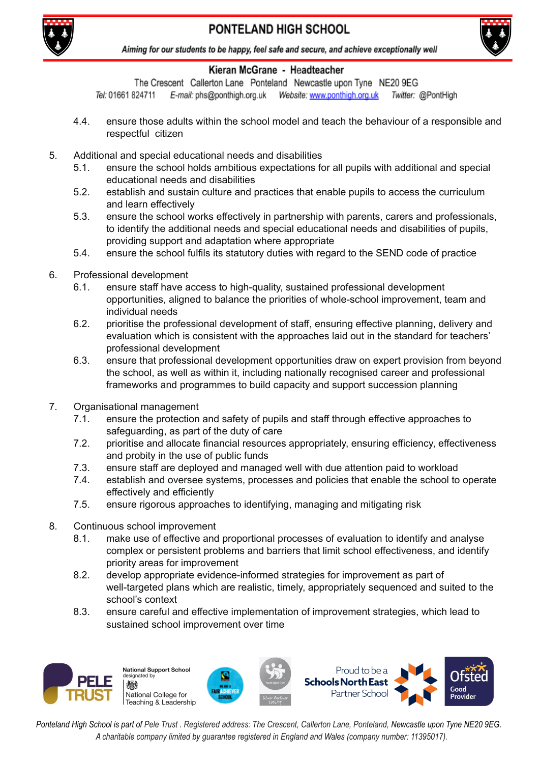4.4. ensure those adults within the school model and teach the behaviour of a responsible and respectful citizen

5. Additional and special educational needs and disabilities
   - 5.1. ensure the school holds ambitious expectations for all pupils with additional and special educational needs and disabilities
   - 5.2. establish and sustain culture and practices that enable pupils to access the curriculum and learn effectively
   - 5.3. ensure the school works effectively in partnership with parents, carers and professionals, to identify the additional needs and special educational needs and disabilities of pupils, providing support and adaptation where appropriate
   - 5.4. ensure the school fulfils its statutory duties with regard to the SEND code of practice

6. Professional development
   - 6.1. ensure staff have access to high-quality, sustained professional development opportunities, aligned to balance the priorities of whole-school improvement, team and individual needs
   - 6.2. prioritise the professional development of staff, ensuring effective planning, delivery and evaluation which is consistent with the approaches laid out in the standard for teachers' professional development
   - 6.3. ensure that professional development opportunities draw on expert provision from beyond the school, as well as within it, including nationally recognised career and professional frameworks and programmes to build capacity and support succession planning

7. Organisational management
   - 7.1. ensure the protection and safety of pupils and staff through effective approaches to safeguarding, as part of the duty of care
   - 7.2. prioritise and allocate financial resources appropriately, ensuring efficiency, effectiveness and probity in the use of public funds
   - 7.3. ensure staff are deployed and managed well with due attention paid to workload
   - 7.4. establish and oversee systems, processes and policies that enable the school to operate effectively and efficiently
   - 7.5. ensure rigorous approaches to identifying, managing and mitigating risk

8. Continuous school improvement
   - 8.1. make use of effective and proportional processes of evaluation to identify and analyse complex or persistent problems and barriers that limit school effectiveness, and identify priority areas for improvement
   - 8.2. develop appropriate evidence-informed strategies for improvement as part of well-targeted plans which are realistic, timely, appropriately sequenced and suited to the school's context
   - 8.3. ensure careful and effective implementation of improvement strategies, which lead to sustained school improvement over time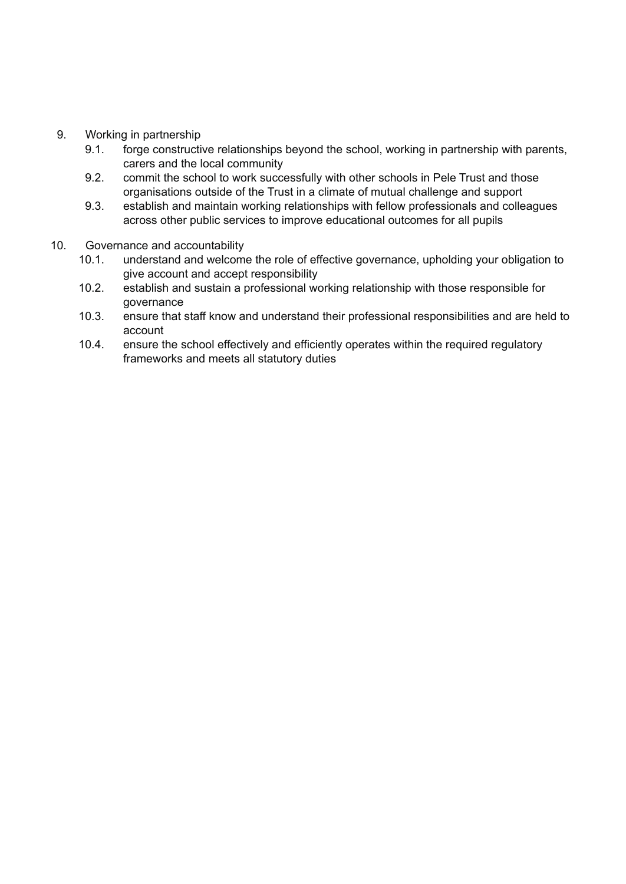9. Working in partnership
    9.1. forge constructive relationships beyond the school, working in partnership with parents, carers and the local community
    9.2. commit the school to work successfully with other schools in Pele Trust and those organisations outside of the Trust in a climate of mutual challenge and support
    9.3. establish and maintain working relationships with fellow professionals and colleagues across other public services to improve educational outcomes for all pupils

10. Governance and accountability
    10.1. understand and welcome the role of effective governance, upholding your obligation to give account and accept responsibility
    10.2. establish and sustain a professional working relationship with those responsible for governance
    10.3. ensure that staff know and understand their professional responsibilities and are held to account
    10.4. ensure the school effectively and efficiently operates within the required regulatory frameworks and meets all statutory duties